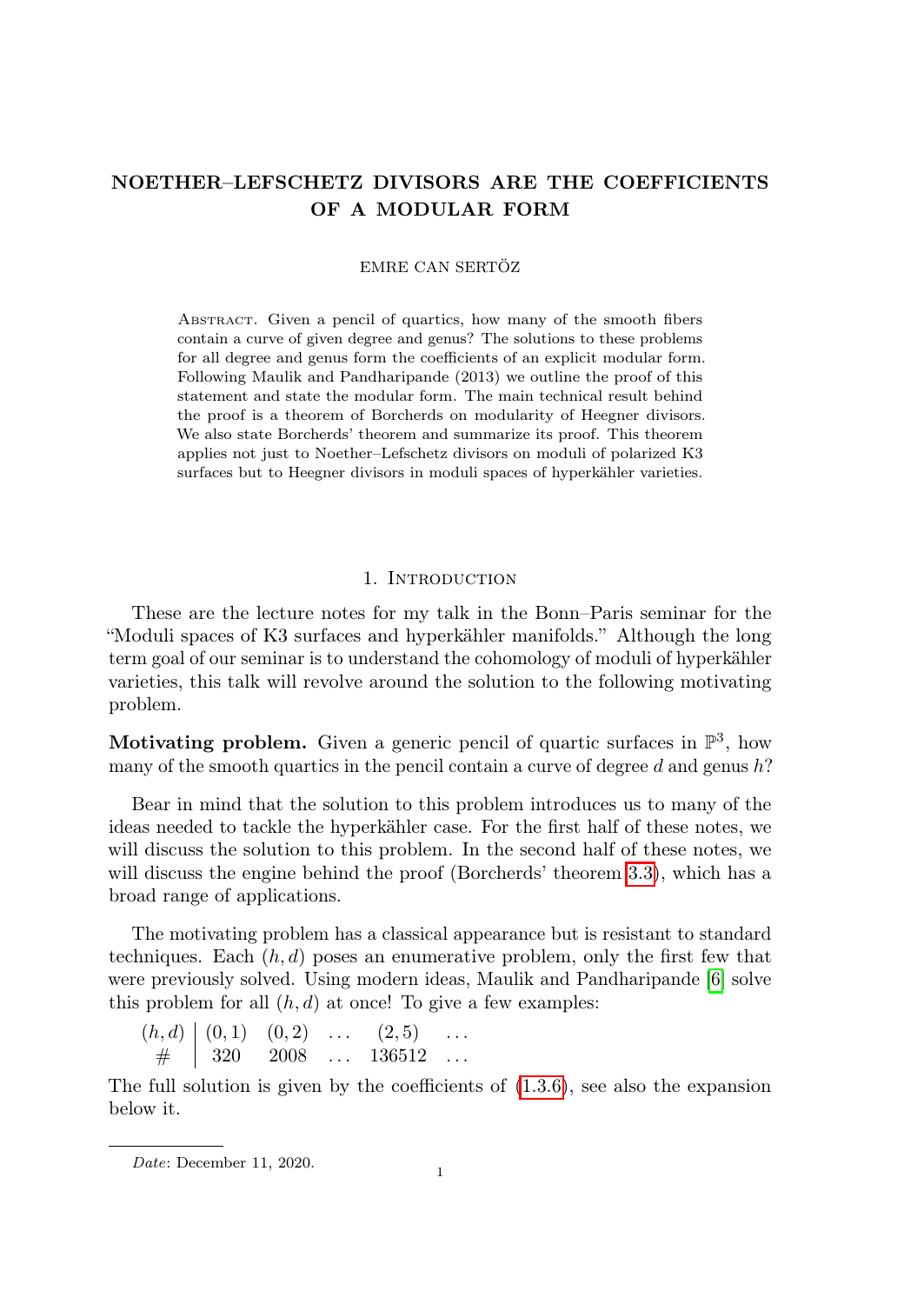# NOETHER–LEFSCHETZ DIVISORS ARE THE COEFFICIENTS OF A MODULAR FORM

EMRE CAN SERTÖZ

Abstract. Given a pencil of quartics, how many of the smooth fibers contain a curve of given degree and genus? The solutions to these problems for all degree and genus form the coefficients of an explicit modular form. Following Maulik and Pandharipande (2013) we outline the proof of this statement and state the modular form. The main technical result behind the proof is a theorem of Borcherds on modularity of Heegner divisors. We also state Borcherds' theorem and summarize its proof. This theorem applies not just to Noether–Lefschetz divisors on moduli of polarized K3 surfaces but to Heegner divisors in moduli spaces of hyperkähler varieties.

## 1. Introduction

These are the lecture notes for my talk in the Bonn–Paris seminar for the "Moduli spaces of K3 surfaces and hyperkähler manifolds." Although the long term goal of our seminar is to understand the cohomology of moduli of hyperkähler varieties, this talk will revolve around the solution to the following motivating problem.

**Motivating problem.** Given a generic pencil of quartic surfaces in $\mathbb{P}^3$, how many of the smooth quartics in the pencil contain a curve of degree $d$ and genus $h$?

Bear in mind that the solution to this problem introduces us to many of the ideas needed to tackle the hyperkähler case. For the first half of these notes, we will discuss the solution to this problem. In the second half of these notes, we will discuss the engine behind the proof (Borcherds' theorem 3.3), which has a broad range of applications.

The motivating problem has a classical appearance but is resistant to standard techniques. Each $(h, d)$ poses an enumerative problem, only the first few that were previously solved. Using modern ideas, Maulik and Pandharipande [6] solve this problem for all $(h, d)$ at once! To give a few examples:

| $(h, d)$ | $(0, 1)$ | $(0, 2)$ | $\ldots$ | $(2, 5)$ | $\ldots$ |
|---|---|---|---|---|---|
| # | 320 | 2008 | $\ldots$ | 136512 | $\ldots$ |

The full solution is given by the coefficients of (1.3.6), see also the expansion below it.

*Date*: December 11, 2020.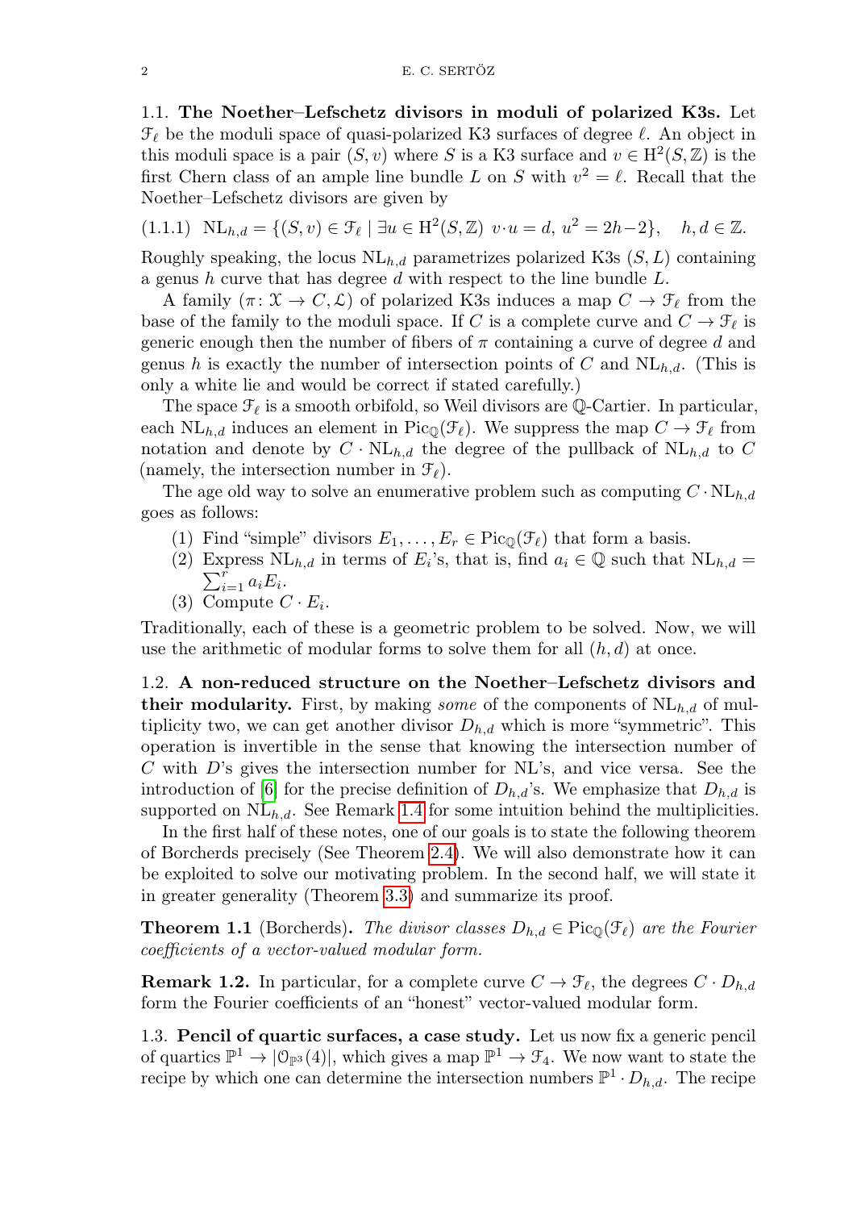### 1.1. The Noether–Lefschetz divisors in moduli of polarized K3s.

Let $\mathcal{F}_\ell$ be the moduli space of quasi-polarized K3 surfaces of degree $\ell$. An object in this moduli space is a pair $(S, v)$ where $S$ is a K3 surface and $v \in \mathrm{H}^2(S, \mathbb{Z})$ is the first Chern class of an ample line bundle $L$ on $S$ with $v^2 = \ell$. Recall that the Noether–Lefschetz divisors are given by

$$\mathrm{NL}_{h,d} = \{(S, v) \in \mathcal{F}_\ell \mid \exists u \in \mathrm{H}^2(S, \mathbb{Z}) \; v \cdot u = d, \; u^2 = 2h - 2\}, \quad h, d \in \mathbb{Z}. \tag{1.1.1}$$

Roughly speaking, the locus $\mathrm{NL}_{h,d}$ parametrizes polarized K3s $(S, L)$ containing a genus $h$ curve that has degree $d$ with respect to the line bundle $L$.

A family $(\pi \colon \mathcal{X} \to C, \mathcal{L})$ of polarized K3s induces a map $C \to \mathcal{F}_\ell$ from the base of the family to the moduli space. If $C$ is a complete curve and $C \to \mathcal{F}_\ell$ is generic enough then the number of fibers of $\pi$ containing a curve of degree $d$ and genus $h$ is exactly the number of intersection points of $C$ and $\mathrm{NL}_{h,d}$. (This is only a white lie and would be correct if stated carefully.)

The space $\mathcal{F}_\ell$ is a smooth orbifold, so Weil divisors are $\mathbb{Q}$-Cartier. In particular, each $\mathrm{NL}_{h,d}$ induces an element in $\mathrm{Pic}_{\mathbb{Q}}(\mathcal{F}_\ell)$. We suppress the map $C \to \mathcal{F}_\ell$ from notation and denote by $C \cdot \mathrm{NL}_{h,d}$ the degree of the pullback of $\mathrm{NL}_{h,d}$ to $C$ (namely, the intersection number in $\mathcal{F}_\ell$).

The age old way to solve an enumerative problem such as computing $C \cdot \mathrm{NL}_{h,d}$ goes as follows:

1. Find "simple" divisors $E_1, \ldots, E_r \in \mathrm{Pic}_{\mathbb{Q}}(\mathcal{F}_\ell)$ that form a basis.
2. Express $\mathrm{NL}_{h,d}$ in terms of $E_i$'s, that is, find $a_i \in \mathbb{Q}$ such that $\mathrm{NL}_{h,d} = \sum_{i=1}^{r} a_i E_i$.
3. Compute $C \cdot E_i$.

Traditionally, each of these is a geometric problem to be solved. Now, we will use the arithmetic of modular forms to solve them for all $(h, d)$ at once.

### 1.2. A non-reduced structure on the Noether–Lefschetz divisors and their modularity.

First, by making *some* of the components of $\mathrm{NL}_{h,d}$ of multiplicity two, we can get another divisor $D_{h,d}$ which is more "symmetric". This operation is invertible in the sense that knowing the intersection number of $C$ with $D$'s gives the intersection number for NL's, and vice versa. See the introduction of [6] for the precise definition of $D_{h,d}$'s. We emphasize that $D_{h,d}$ is supported on $\mathrm{NL}_{h,d}$. See Remark 1.4 for some intuition behind the multiplicities.

In the first half of these notes, one of our goals is to state the following theorem of Borcherds precisely (See Theorem 2.4). We will also demonstrate how it can be exploited to solve our motivating problem. In the second half, we will state it in greater generality (Theorem 3.3) and summarize its proof.

**Theorem 1.1** (Borcherds)**.** *The divisor classes $D_{h,d} \in \mathrm{Pic}_{\mathbb{Q}}(\mathcal{F}_\ell)$ are the Fourier coefficients of a vector-valued modular form.*

**Remark 1.2.** In particular, for a complete curve $C \to \mathcal{F}_\ell$, the degrees $C \cdot D_{h,d}$ form the Fourier coefficients of an "honest" vector-valued modular form.

### 1.3. Pencil of quartic surfaces, a case study.

Let us now fix a generic pencil of quartics $\mathbb{P}^1 \to |\mathcal{O}_{\mathbb{P}^3}(4)|$, which gives a map $\mathbb{P}^1 \to \mathcal{F}_4$. We now want to state the recipe by which one can determine the intersection numbers $\mathbb{P}^1 \cdot D_{h,d}$. The recipe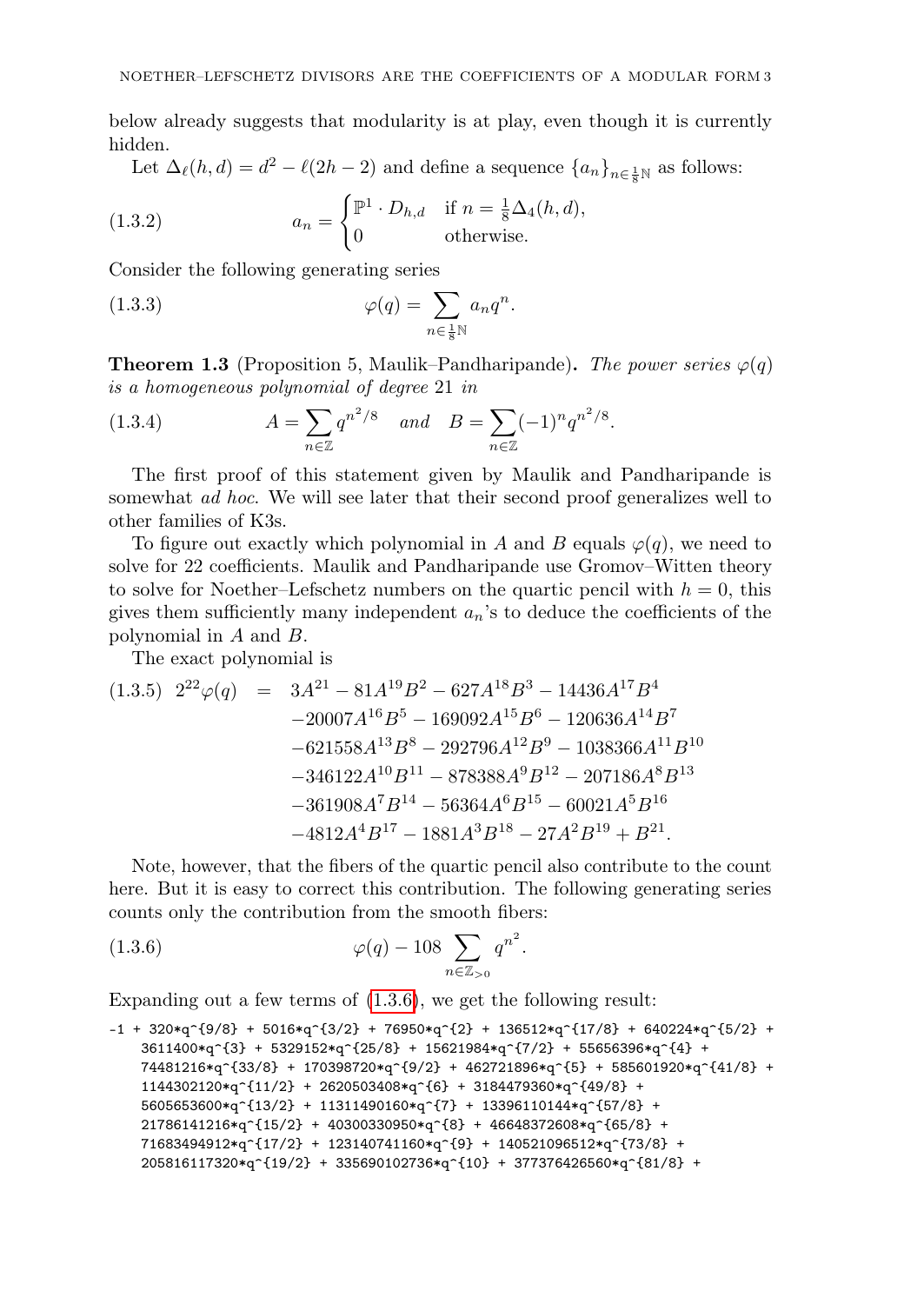below already suggests that modularity is at play, even though it is currently hidden.

Let $\Delta_\ell(h,d) = d^2 - \ell(2h-2)$ and define a sequence $\{a_n\}_{n\in\frac{1}{8}\mathbb{N}}$ as follows:

$$a_n = \begin{cases} \mathbb{P}^1 \cdot D_{h,d} & \text{if } n = \frac{1}{8}\Delta_4(h,d), \\ 0 & \text{otherwise.} \end{cases} \tag{1.3.2}$$

Consider the following generating series

$$\varphi(q) = \sum_{n\in\frac{1}{8}\mathbb{N}} a_n q^n. \tag{1.3.3}$$

**Theorem 1.3** (Proposition 5, Maulik–Pandharipande)**.** *The power series $\varphi(q)$ is a homogeneous polynomial of degree 21 in*

$$A = \sum_{n\in\mathbb{Z}} q^{n^2/8} \quad \text{and} \quad B = \sum_{n\in\mathbb{Z}} (-1)^n q^{n^2/8}. \tag{1.3.4}$$

The first proof of this statement given by Maulik and Pandharipande is somewhat *ad hoc*. We will see later that their second proof generalizes well to other families of K3s.

To figure out exactly which polynomial in $A$ and $B$ equals $\varphi(q)$, we need to solve for 22 coefficients. Maulik and Pandharipande use Gromov–Witten theory to solve for Noether–Lefschetz numbers on the quartic pencil with $h = 0$, this gives them sufficiently many independent $a_n$'s to deduce the coefficients of the polynomial in $A$ and $B$.

The exact polynomial is

$$\begin{aligned} 2^{22}\varphi(q) \;=\;& 3A^{21} - 81A^{19}B^2 - 627A^{18}B^3 - 14436A^{17}B^4 \\ & -20007A^{16}B^5 - 169092A^{15}B^6 - 120636A^{14}B^7 \\ & -621558A^{13}B^8 - 292796A^{12}B^9 - 1038366A^{11}B^{10} \\ & -346122A^{10}B^{11} - 878388A^9B^{12} - 207186A^8B^{13} \\ & -361908A^7B^{14} - 56364A^6B^{15} - 60021A^5B^{16} \\ & -4812A^4B^{17} - 1881A^3B^{18} - 27A^2B^{19} + B^{21}. \end{aligned} \tag{1.3.5}$$

Note, however, that the fibers of the quartic pencil also contribute to the count here. But it is easy to correct this contribution. The following generating series counts only the contribution from the smooth fibers:

$$\varphi(q) - 108 \sum_{n\in\mathbb{Z}_{>0}} q^{n^2}. \tag{1.3.6}$$

Expanding out a few terms of (1.3.6), we get the following result:

```
-1 + 320*q^{9/8} + 5016*q^{3/2} + 76950*q^{2} + 136512*q^{17/8} + 640224*q^{5/2} +
    3611400*q^{3} + 5329152*q^{25/8} + 15621984*q^{7/2} + 55656396*q^{4} +
    74481216*q^{33/8} + 170398720*q^{9/2} + 462721896*q^{5} + 585601920*q^{41/8} +
    1144302120*q^{11/2} + 2620503408*q^{6} + 3184479360*q^{49/8} +
    5605653600*q^{13/2} + 11311490160*q^{7} + 13396110144*q^{57/8} +
    21786141216*q^{15/2} + 40300330950*q^{8} + 46648372608*q^{65/8} +
    71683494912*q^{17/2} + 123140741160*q^{9} + 140521096512*q^{73/8} +
    205816117320*q^{19/2} + 335690102736*q^{10} + 377376426560*q^{81/8} +
```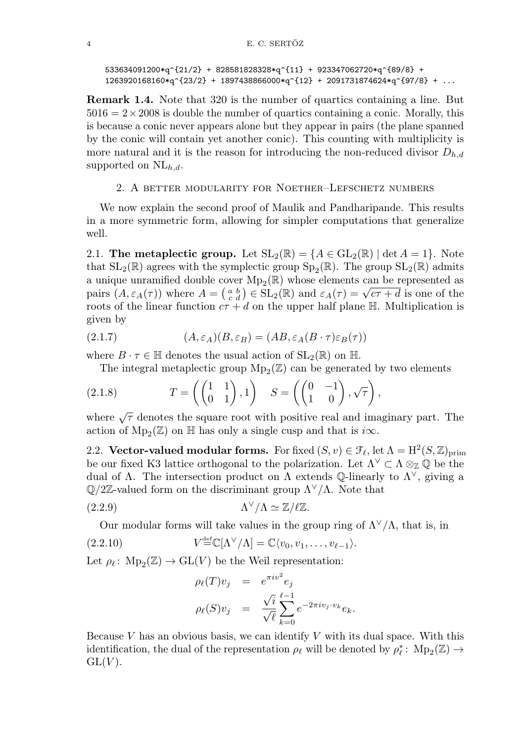```
533634091200*q^{21/2} + 828581828328*q^{11} + 923347062720*q^{89/8} +
1263920168160*q^{23/2} + 1897438866000*q^{12} + 2091731874624*q^{97/8} + ...
```

**Remark 1.4.** Note that 320 is the number of quartics containing a line. But $5016 = 2 \times 2008$ is double the number of quartics containing a conic. Morally, this is because a conic never appears alone but they appear in pairs (the plane spanned by the conic will contain yet another conic). This counting with multiplicity is more natural and it is the reason for introducing the non-reduced divisor $D_{h,d}$ supported on $\mathrm{NL}_{h,d}$.

## 2. A better modularity for Noether–Lefschetz numbers

We now explain the second proof of Maulik and Pandharipande. This results in a more symmetric form, allowing for simpler computations that generalize well.

2.1. **The metaplectic group.** Let $\mathrm{SL}_2(\mathbb{R}) = \{A \in \mathrm{GL}_2(\mathbb{R}) \mid \det A = 1\}$. Note that $\mathrm{SL}_2(\mathbb{R})$ agrees with the symplectic group $\mathrm{Sp}_2(\mathbb{R})$. The group $\mathrm{SL}_2(\mathbb{R})$ admits a unique unramified double cover $\mathrm{Mp}_2(\mathbb{R})$ whose elements can be represented as pairs $(A, \varepsilon_A(\tau))$ where $A = \left(\begin{smallmatrix} a & b \\ c & d \end{smallmatrix}\right) \in \mathrm{SL}_2(\mathbb{R})$ and $\varepsilon_A(\tau) = \sqrt{c\tau + d}$ is one of the roots of the linear function $c\tau + d$ on the upper half plane $\mathbb{H}$. Multiplication is given by

$$(A, \varepsilon_A)(B, \varepsilon_B) = (AB, \varepsilon_A(B \cdot \tau)\varepsilon_B(\tau)) \tag{2.1.7}$$

where $B \cdot \tau \in \mathbb{H}$ denotes the usual action of $\mathrm{SL}_2(\mathbb{R})$ on $\mathbb{H}$.

The integral metaplectic group $\mathrm{Mp}_2(\mathbb{Z})$ can be generated by two elements

$$T = \left( \begin{pmatrix} 1 & 1 \\ 0 & 1 \end{pmatrix}, 1 \right) \quad S = \left( \begin{pmatrix} 0 & -1 \\ 1 & 0 \end{pmatrix}, \sqrt{\tau} \right), \tag{2.1.8}$$

where $\sqrt{\tau}$ denotes the square root with positive real and imaginary part. The action of $\mathrm{Mp}_2(\mathbb{Z})$ on $\mathbb{H}$ has only a single cusp and that is $i\infty$.

2.2. **Vector-valued modular forms.** For fixed $(S, v) \in \mathcal{F}_\ell$, let $\Lambda = \mathrm{H}^2(S, \mathbb{Z})_{\mathrm{prim}}$ be our fixed K3 lattice orthogonal to the polarization. Let $\Lambda^\vee \subset \Lambda \otimes_{\mathbb{Z}} \mathbb{Q}$ be the dual of $\Lambda$. The intersection product on $\Lambda$ extends $\mathbb{Q}$-linearly to $\Lambda^\vee$, giving a $\mathbb{Q}/2\mathbb{Z}$-valued form on the discriminant group $\Lambda^\vee/\Lambda$. Note that

$$\Lambda^\vee/\Lambda \simeq \mathbb{Z}/\ell\mathbb{Z}. \tag{2.2.9}$$

Our modular forms will take values in the group ring of $\Lambda^\vee/\Lambda$, that is, in

$$V \stackrel{\text{def}}{=} \mathbb{C}[\Lambda^\vee/\Lambda] = \mathbb{C}\langle v_0, v_1, \ldots, v_{\ell-1} \rangle. \tag{2.2.10}$$

Let $\rho_\ell \colon \mathrm{Mp}_2(\mathbb{Z}) \to \mathrm{GL}(V)$ be the Weil representation:

$$\begin{aligned} \rho_\ell(T) v_j &= e^{\pi i v^2} e_j \\ \rho_\ell(S) v_j &= \frac{\sqrt{i}}{\sqrt{\ell}} \sum_{k=0}^{\ell-1} e^{-2\pi i v_j \cdot v_k} e_k. \end{aligned}$$

Because $V$ has an obvious basis, we can identify $V$ with its dual space. With this identification, the dual of the representation $\rho_\ell$ will be denoted by $\rho_\ell^* \colon \mathrm{Mp}_2(\mathbb{Z}) \to \mathrm{GL}(V)$.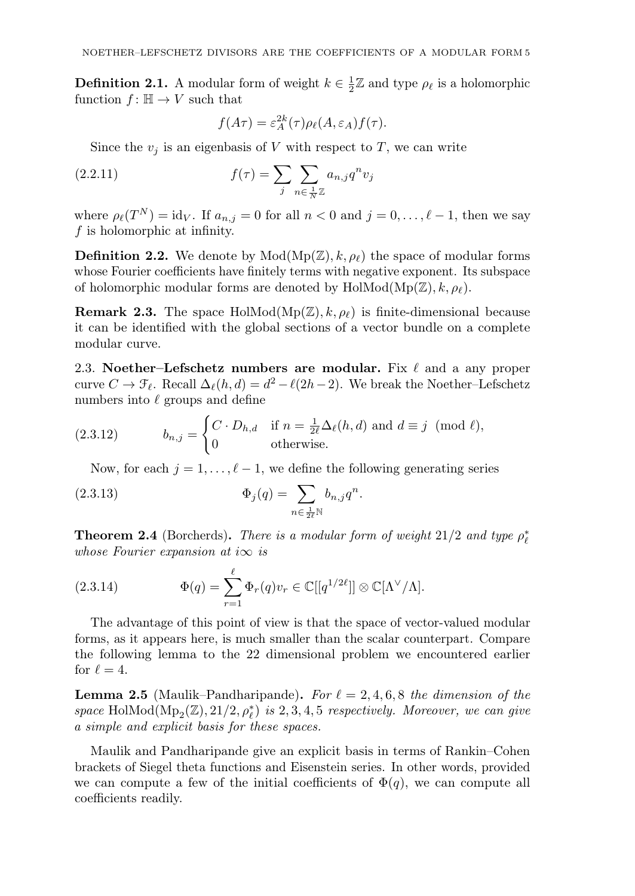**Definition 2.1.** A modular form of weight $k \in \frac{1}{2}\mathbb{Z}$ and type $\rho_\ell$ is a holomorphic function $f \colon \mathbb{H} \to V$ such that

$$f(A\tau) = \varepsilon_A^{2k}(\tau)\rho_\ell(A, \varepsilon_A)f(\tau).$$

Since the $v_j$ is an eigenbasis of $V$ with respect to $T$, we can write

$$f(\tau) = \sum_j \sum_{n \in \frac{1}{N}\mathbb{Z}} a_{n,j} q^n v_j \tag{2.2.11}$$

where $\rho_\ell(T^N) = \mathrm{id}_V$. If $a_{n,j} = 0$ for all $n < 0$ and $j = 0, \dots, \ell - 1$, then we say $f$ is holomorphic at infinity.

**Definition 2.2.** We denote by $\mathrm{Mod}(\mathrm{Mp}(\mathbb{Z}), k, \rho_\ell)$ the space of modular forms whose Fourier coefficients have finitely terms with negative exponent. Its subspace of holomorphic modular forms are denoted by $\mathrm{HolMod}(\mathrm{Mp}(\mathbb{Z}), k, \rho_\ell)$.

**Remark 2.3.** The space $\mathrm{HolMod}(\mathrm{Mp}(\mathbb{Z}), k, \rho_\ell)$ is finite-dimensional because it can be identified with the global sections of a vector bundle on a complete modular curve.

2.3. **Noether–Lefschetz numbers are modular.** Fix $\ell$ and a any proper curve $C \to \mathcal{F}_\ell$. Recall $\Delta_\ell(h, d) = d^2 - \ell(2h - 2)$. We break the Noether–Lefschetz numbers into $\ell$ groups and define

$$b_{n,j} = \begin{cases} C \cdot D_{h,d} & \text{if } n = \frac{1}{2\ell}\Delta_\ell(h, d) \text{ and } d \equiv j \pmod{\ell}, \\ 0 & \text{otherwise.} \end{cases} \tag{2.3.12}$$

Now, for each $j = 1, \dots, \ell - 1$, we define the following generating series

$$\Phi_j(q) = \sum_{n \in \frac{1}{2\ell}\mathbb{N}} b_{n,j} q^n. \tag{2.3.13}$$

**Theorem 2.4** (Borcherds)**.** *There is a modular form of weight $21/2$ and type $\rho_\ell^*$ whose Fourier expansion at $i\infty$ is*

$$\Phi(q) = \sum_{r=1}^{\ell} \Phi_r(q) v_r \in \mathbb{C}[[q^{1/2\ell}]] \otimes \mathbb{C}[\Lambda^\vee/\Lambda]. \tag{2.3.14}$$

The advantage of this point of view is that the space of vector-valued modular forms, as it appears here, is much smaller than the scalar counterpart. Compare the following lemma to the 22 dimensional problem we encountered earlier for $\ell = 4$.

**Lemma 2.5** (Maulik–Pandharipande)**.** *For $\ell = 2, 4, 6, 8$ the dimension of the space $\mathrm{HolMod}(\mathrm{Mp}_2(\mathbb{Z}), 21/2, \rho_\ell^*)$ is $2, 3, 4, 5$ respectively. Moreover, we can give a simple and explicit basis for these spaces.*

Maulik and Pandharipande give an explicit basis in terms of Rankin–Cohen brackets of Siegel theta functions and Eisenstein series. In other words, provided we can compute a few of the initial coefficients of $\Phi(q)$, we can compute all coefficients readily.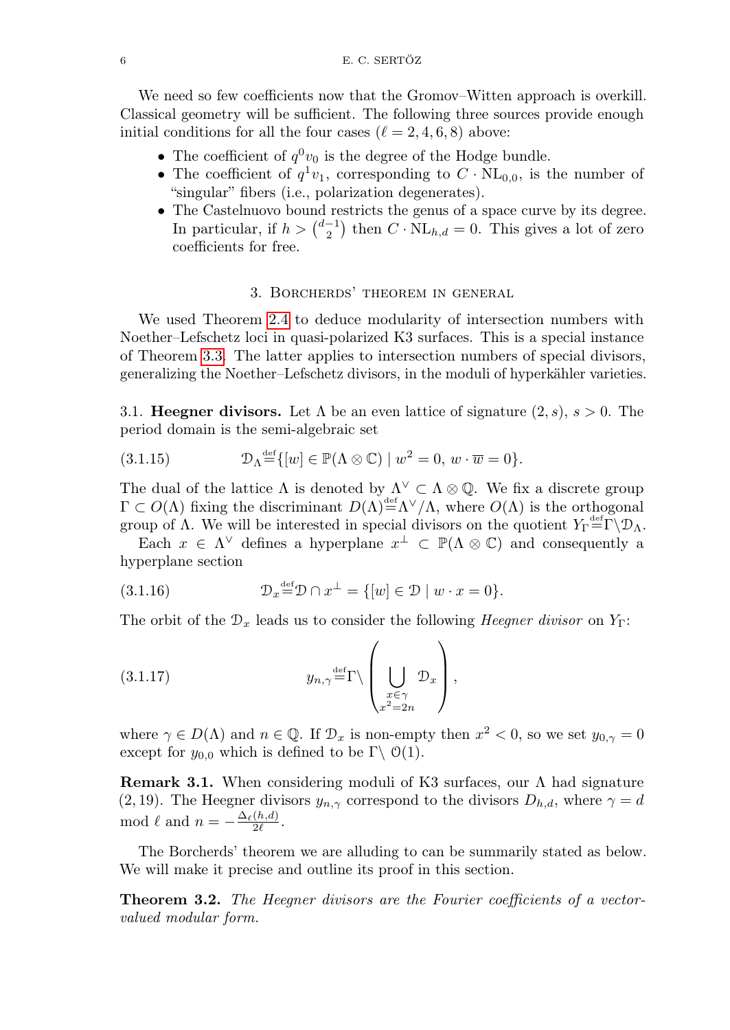We need so few coefficients now that the Gromov–Witten approach is overkill. Classical geometry will be sufficient. The following three sources provide enough initial conditions for all the four cases ($\ell = 2, 4, 6, 8$) above:

- The coefficient of $q^0 v_0$ is the degree of the Hodge bundle.
- The coefficient of $q^1 v_1$, corresponding to $C \cdot \mathrm{NL}_{0,0}$, is the number of "singular" fibers (i.e., polarization degenerates).
- The Castelnuovo bound restricts the genus of a space curve by its degree. In particular, if $h > \binom{d-1}{2}$ then $C \cdot \mathrm{NL}_{h,d} = 0$. This gives a lot of zero coefficients for free.

## 3. Borcherds' theorem in general

We used Theorem 2.4 to deduce modularity of intersection numbers with Noether–Lefschetz loci in quasi-polarized K3 surfaces. This is a special instance of Theorem 3.3. The latter applies to intersection numbers of special divisors, generalizing the Noether–Lefschetz divisors, in the moduli of hyperkähler varieties.

3.1. **Heegner divisors.** Let $\Lambda$ be an even lattice of signature $(2, s)$, $s > 0$. The period domain is the semi-algebraic set

$$\mathcal{D}_\Lambda \stackrel{\text{def}}{=} \{[w] \in \mathbb{P}(\Lambda \otimes \mathbb{C}) \mid w^2 = 0,\ w \cdot \overline{w} = 0\}. \tag{3.1.15}$$

The dual of the lattice $\Lambda$ is denoted by $\Lambda^\vee \subset \Lambda \otimes \mathbb{Q}$. We fix a discrete group $\Gamma \subset O(\Lambda)$ fixing the discriminant $D(\Lambda) \stackrel{\text{def}}{=} \Lambda^\vee/\Lambda$, where $O(\Lambda)$ is the orthogonal group of $\Lambda$. We will be interested in special divisors on the quotient $Y_\Gamma \stackrel{\text{def}}{=} \Gamma \backslash \mathcal{D}_\Lambda$.

Each $x \in \Lambda^\vee$ defines a hyperplane $x^\perp \subset \mathbb{P}(\Lambda \otimes \mathbb{C})$ and consequently a hyperplane section

$$\mathcal{D}_x \stackrel{\text{def}}{=} \mathcal{D} \cap x^\perp = \{[w] \in \mathcal{D} \mid w \cdot x = 0\}. \tag{3.1.16}$$

The orbit of the $\mathcal{D}_x$ leads us to consider the following *Heegner divisor* on $Y_\Gamma$:

$$y_{n,\gamma} \stackrel{\text{def}}{=} \Gamma \backslash \left( \bigcup_{\substack{x \in \gamma \\ x^2 = 2n}} \mathcal{D}_x \right), \tag{3.1.17}$$

where $\gamma \in D(\Lambda)$ and $n \in \mathbb{Q}$. If $\mathcal{D}_x$ is non-empty then $x^2 < 0$, so we set $y_{0,\gamma} = 0$ except for $y_{0,0}$ which is defined to be $\Gamma \backslash\ \mathcal{O}(1)$.

**Remark 3.1.** When considering moduli of K3 surfaces, our $\Lambda$ had signature $(2, 19)$. The Heegner divisors $y_{n,\gamma}$ correspond to the divisors $D_{h,d}$, where $\gamma = d \mod \ell$ and $n = -\frac{\Delta_\ell(h,d)}{2\ell}$.

The Borcherds' theorem we are alluding to can be summarily stated as below. We will make it precise and outline its proof in this section.

**Theorem 3.2.** *The Heegner divisors are the Fourier coefficients of a vector-valued modular form.*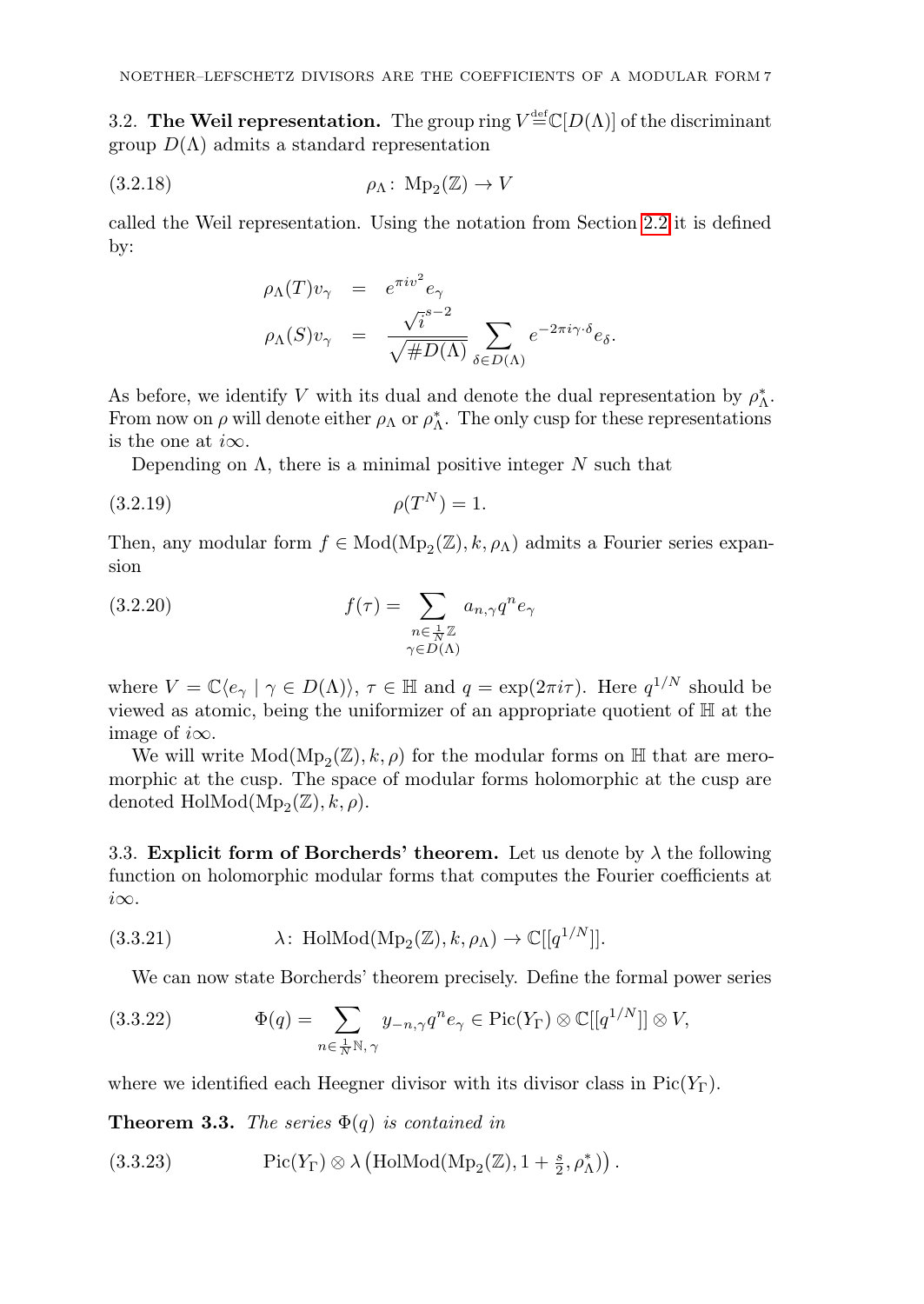3.2. **The Weil representation.** The group ring $V \stackrel{\text{def}}{=} \mathbb{C}[D(\Lambda)]$ of the discriminant group $D(\Lambda)$ admits a standard representation

$$\rho_\Lambda \colon \operatorname{Mp}_2(\mathbb{Z}) \to V \tag{3.2.18}$$

called the Weil representation. Using the notation from Section 2.2 it is defined by:

$$\begin{aligned} \rho_\Lambda(T) v_\gamma &= e^{\pi i v^2} e_\gamma \\ \rho_\Lambda(S) v_\gamma &= \frac{\sqrt{i}^{s-2}}{\sqrt{\# D(\Lambda)}} \sum_{\delta \in D(\Lambda)} e^{-2\pi i \gamma \cdot \delta} e_\delta. \end{aligned}$$

As before, we identify $V$ with its dual and denote the dual representation by $\rho_\Lambda^*$. From now on $\rho$ will denote either $\rho_\Lambda$ or $\rho_\Lambda^*$. The only cusp for these representations is the one at $i\infty$.

Depending on $\Lambda$, there is a minimal positive integer $N$ such that

$$\rho(T^N) = 1. \tag{3.2.19}$$

Then, any modular form $f \in \operatorname{Mod}(\operatorname{Mp}_2(\mathbb{Z}), k, \rho_\Lambda)$ admits a Fourier series expansion

$$f(\tau) = \sum_{\substack{n \in \frac{1}{N}\mathbb{Z} \\ \gamma \in D(\Lambda)}} a_{n,\gamma} q^n e_\gamma \tag{3.2.20}$$

where $V = \mathbb{C}\langle e_\gamma \mid \gamma \in D(\Lambda) \rangle$, $\tau \in \mathbb{H}$ and $q = \exp(2\pi i \tau)$. Here $q^{1/N}$ should be viewed as atomic, being the uniformizer of an appropriate quotient of $\mathbb{H}$ at the image of $i\infty$.

We will write $\operatorname{Mod}(\operatorname{Mp}_2(\mathbb{Z}), k, \rho)$ for the modular forms on $\mathbb{H}$ that are meromorphic at the cusp. The space of modular forms holomorphic at the cusp are denoted $\operatorname{HolMod}(\operatorname{Mp}_2(\mathbb{Z}), k, \rho)$.

3.3. **Explicit form of Borcherds' theorem.** Let us denote by $\lambda$ the following function on holomorphic modular forms that computes the Fourier coefficients at $i\infty$.

$$\lambda \colon \operatorname{HolMod}(\operatorname{Mp}_2(\mathbb{Z}), k, \rho_\Lambda) \to \mathbb{C}[[q^{1/N}]]. \tag{3.3.21}$$

We can now state Borcherds' theorem precisely. Define the formal power series

$$\Phi(q) = \sum_{n \in \frac{1}{N}\mathbb{N}, \gamma} y_{-n,\gamma} q^n e_\gamma \in \operatorname{Pic}(Y_\Gamma) \otimes \mathbb{C}[[q^{1/N}]] \otimes V, \tag{3.3.22}$$

where we identified each Heegner divisor with its divisor class in $\operatorname{Pic}(Y_\Gamma)$.

**Theorem 3.3.** *The series $\Phi(q)$ is contained in*

$$\operatorname{Pic}(Y_\Gamma) \otimes \lambda\left(\operatorname{HolMod}(\operatorname{Mp}_2(\mathbb{Z}), 1 + \tfrac{s}{2}, \rho_\Lambda^*)\right). \tag{3.3.23}$$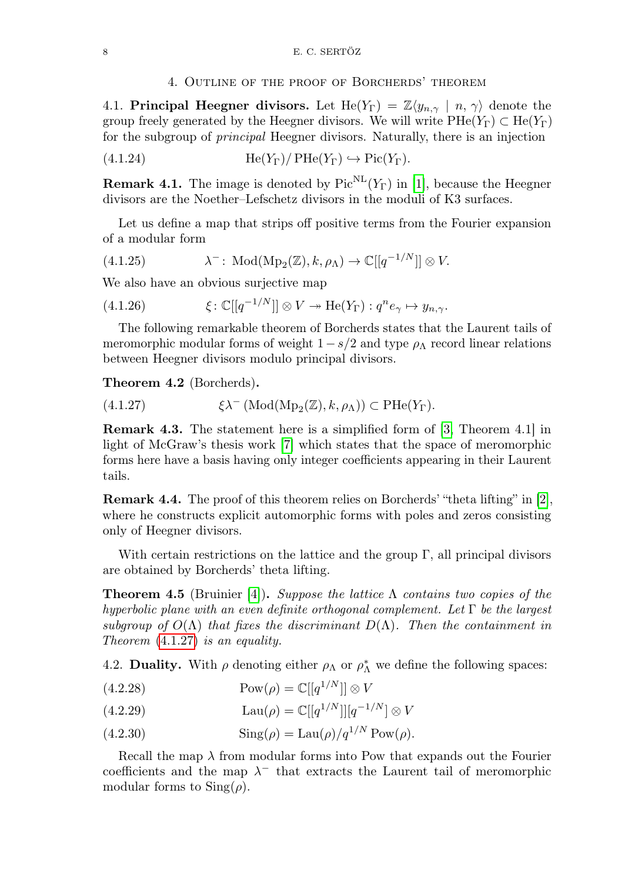## 4. Outline of the proof of Borcherds' theorem

4.1. **Principal Heegner divisors.** Let $\mathrm{He}(Y_\Gamma) = \mathbb{Z}\langle y_{n,\gamma} \mid n,\, \gamma\rangle$ denote the group freely generated by the Heegner divisors. We will write $\mathrm{PHe}(Y_\Gamma) \subset \mathrm{He}(Y_\Gamma)$ for the subgroup of *principal* Heegner divisors. Naturally, there is an injection

$$\mathrm{He}(Y_\Gamma)/\,\mathrm{PHe}(Y_\Gamma) \hookrightarrow \mathrm{Pic}(Y_\Gamma). \tag{4.1.24}$$

**Remark 4.1.** The image is denoted by $\mathrm{Pic}^{\mathrm{NL}}(Y_\Gamma)$ in [1], because the Heegner divisors are the Noether–Lefschetz divisors in the moduli of K3 surfaces.

Let us define a map that strips off positive terms from the Fourier expansion of a modular form

$$\lambda^-\colon \mathrm{Mod}(\mathrm{Mp}_2(\mathbb{Z}), k, \rho_\Lambda) \to \mathbb{C}[[q^{-1/N}]] \otimes V. \tag{4.1.25}$$

We also have an obvious surjective map

$$\xi\colon \mathbb{C}[[q^{-1/N}]] \otimes V \twoheadrightarrow \mathrm{He}(Y_\Gamma) : q^n e_\gamma \mapsto y_{n,\gamma}. \tag{4.1.26}$$

The following remarkable theorem of Borcherds states that the Laurent tails of meromorphic modular forms of weight $1 - s/2$ and type $\rho_\Lambda$ record linear relations between Heegner divisors modulo principal divisors.

**Theorem 4.2** (Borcherds)**.**

$$\xi\lambda^-\left(\mathrm{Mod}(\mathrm{Mp}_2(\mathbb{Z}), k, \rho_\Lambda)\right) \subset \mathrm{PHe}(Y_\Gamma). \tag{4.1.27}$$

**Remark 4.3.** The statement here is a simplified form of [3, Theorem 4.1] in light of McGraw's thesis work [7] which states that the space of meromorphic forms here have a basis having only integer coefficients appearing in their Laurent tails.

**Remark 4.4.** The proof of this theorem relies on Borcherds' "theta lifting" in [2], where he constructs explicit automorphic forms with poles and zeros consisting only of Heegner divisors.

With certain restrictions on the lattice and the group $\Gamma$, all principal divisors are obtained by Borcherds' theta lifting.

**Theorem 4.5** (Bruinier [4])**.** *Suppose the lattice $\Lambda$ contains two copies of the hyperbolic plane with an even definite orthogonal complement. Let $\Gamma$ be the largest subgroup of $O(\Lambda)$ that fixes the discriminant $D(\Lambda)$. Then the containment in Theorem (4.1.27) is an equality.*

4.2. **Duality.** With $\rho$ denoting either $\rho_\Lambda$ or $\rho_\Lambda^*$ we define the following spaces:

$$\mathrm{Pow}(\rho) = \mathbb{C}[[q^{1/N}]] \otimes V \tag{4.2.28}$$

$$\mathrm{Lau}(\rho) = \mathbb{C}[[q^{1/N}]][q^{-1/N}] \otimes V \tag{4.2.29}$$

$$\mathrm{Sing}(\rho) = \mathrm{Lau}(\rho)/q^{1/N}\,\mathrm{Pow}(\rho). \tag{4.2.30}$$

Recall the map $\lambda$ from modular forms into Pow that expands out the Fourier coefficients and the map $\lambda^-$ that extracts the Laurent tail of meromorphic modular forms to $\mathrm{Sing}(\rho)$.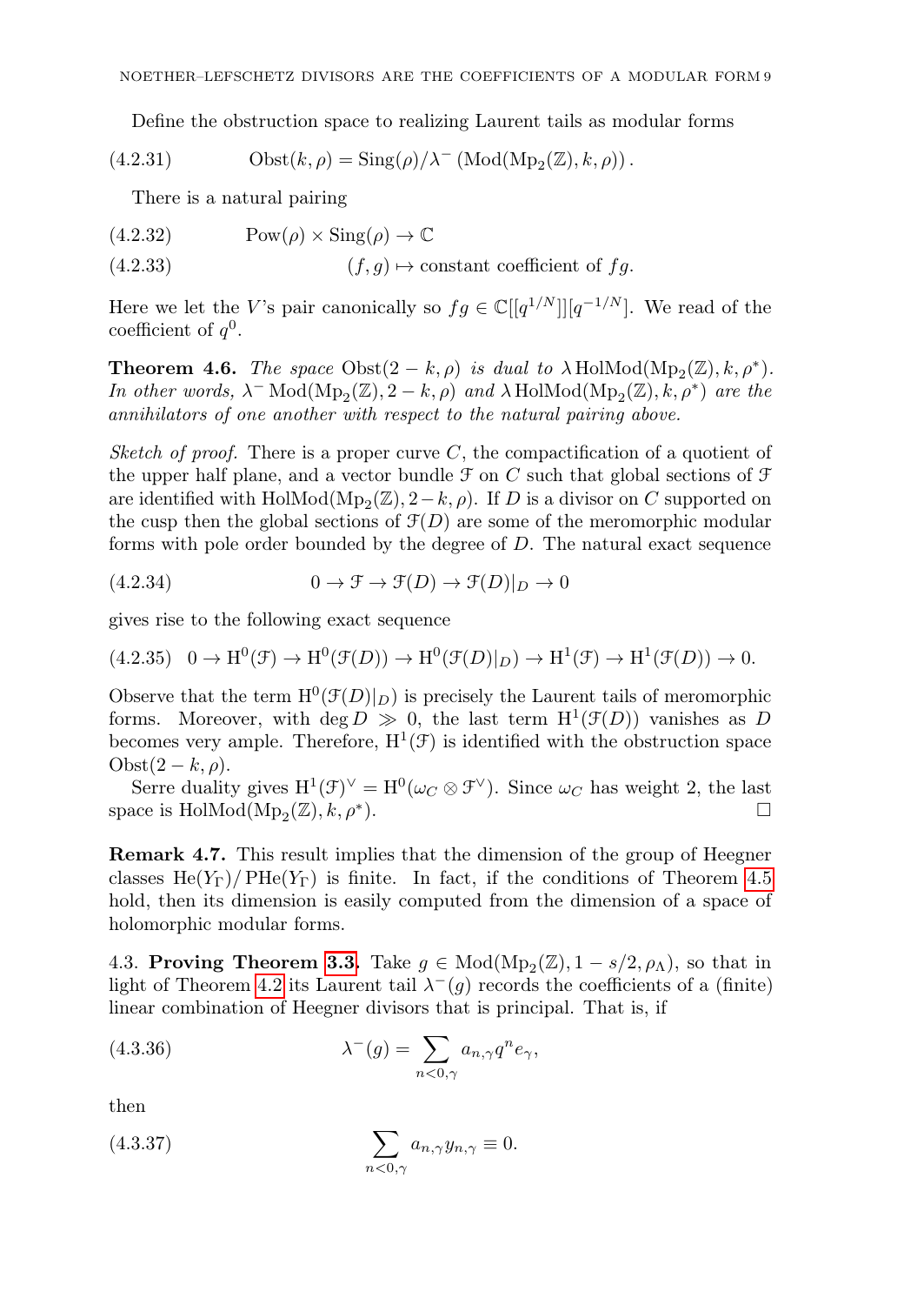Define the obstruction space to realizing Laurent tails as modular forms

$$\operatorname{Obst}(k,\rho) = \operatorname{Sing}(\rho)/\lambda^{-}\left(\operatorname{Mod}(\operatorname{Mp}_2(\mathbb{Z}),k,\rho)\right). \tag{4.2.31}$$

There is a natural pairing

$$\operatorname{Pow}(\rho) \times \operatorname{Sing}(\rho) \to \mathbb{C} \tag{4.2.32}$$

$$(f,g) \mapsto \text{constant coefficient of } fg. \tag{4.2.33}$$

Here we let the $V$'s pair canonically so $fg \in \mathbb{C}[[q^{1/N}]][q^{-1/N}]$. We read of the coefficient of $q^0$.

**Theorem 4.6.** *The space* $\operatorname{Obst}(2-k,\rho)$ *is dual to* $\lambda \operatorname{HolMod}(\operatorname{Mp}_2(\mathbb{Z}),k,\rho^*)$. *In other words,* $\lambda^{-}\operatorname{Mod}(\operatorname{Mp}_2(\mathbb{Z}),2-k,\rho)$ *and* $\lambda \operatorname{HolMod}(\operatorname{Mp}_2(\mathbb{Z}),k,\rho^*)$ *are the annihilators of one another with respect to the natural pairing above.*

*Sketch of proof.* There is a proper curve $C$, the compactification of a quotient of the upper half plane, and a vector bundle $\mathcal{F}$ on $C$ such that global sections of $\mathcal{F}$ are identified with $\operatorname{HolMod}(\operatorname{Mp}_2(\mathbb{Z}),2-k,\rho)$. If $D$ is a divisor on $C$ supported on the cusp then the global sections of $\mathcal{F}(D)$ are some of the meromorphic modular forms with pole order bounded by the degree of $D$. The natural exact sequence

$$0 \to \mathcal{F} \to \mathcal{F}(D) \to \mathcal{F}(D)|_D \to 0 \tag{4.2.34}$$

gives rise to the following exact sequence

$$0 \to \mathrm{H}^0(\mathcal{F}) \to \mathrm{H}^0(\mathcal{F}(D)) \to \mathrm{H}^0(\mathcal{F}(D)|_D) \to \mathrm{H}^1(\mathcal{F}) \to \mathrm{H}^1(\mathcal{F}(D)) \to 0. \tag{4.2.35}$$

Observe that the term $\mathrm{H}^0(\mathcal{F}(D)|_D)$ is precisely the Laurent tails of meromorphic forms. Moreover, with $\deg D \gg 0$, the last term $\mathrm{H}^1(\mathcal{F}(D))$ vanishes as $D$ becomes very ample. Therefore, $\mathrm{H}^1(\mathcal{F})$ is identified with the obstruction space $\operatorname{Obst}(2-k,\rho)$.

Serre duality gives $\mathrm{H}^1(\mathcal{F})^\vee = \mathrm{H}^0(\omega_C \otimes \mathcal{F}^\vee)$. Since $\omega_C$ has weight 2, the last space is $\operatorname{HolMod}(\operatorname{Mp}_2(\mathbb{Z}),k,\rho^*)$. □

**Remark 4.7.** This result implies that the dimension of the group of Heegner classes $\operatorname{He}(Y_\Gamma)/\operatorname{PHe}(Y_\Gamma)$ is finite. In fact, if the conditions of Theorem 4.5 hold, then its dimension is easily computed from the dimension of a space of holomorphic modular forms.

4.3. **Proving Theorem 3.3.** Take $g \in \operatorname{Mod}(\operatorname{Mp}_2(\mathbb{Z}),1-s/2,\rho_\Lambda)$, so that in light of Theorem 4.2 its Laurent tail $\lambda^{-}(g)$ records the coefficients of a (finite) linear combination of Heegner divisors that is principal. That is, if

$$\lambda^{-}(g) = \sum_{n<0,\gamma} a_{n,\gamma} q^n e_\gamma, \tag{4.3.36}$$

then

$$\sum_{n<0,\gamma} a_{n,\gamma} y_{n,\gamma} \equiv 0. \tag{4.3.37}$$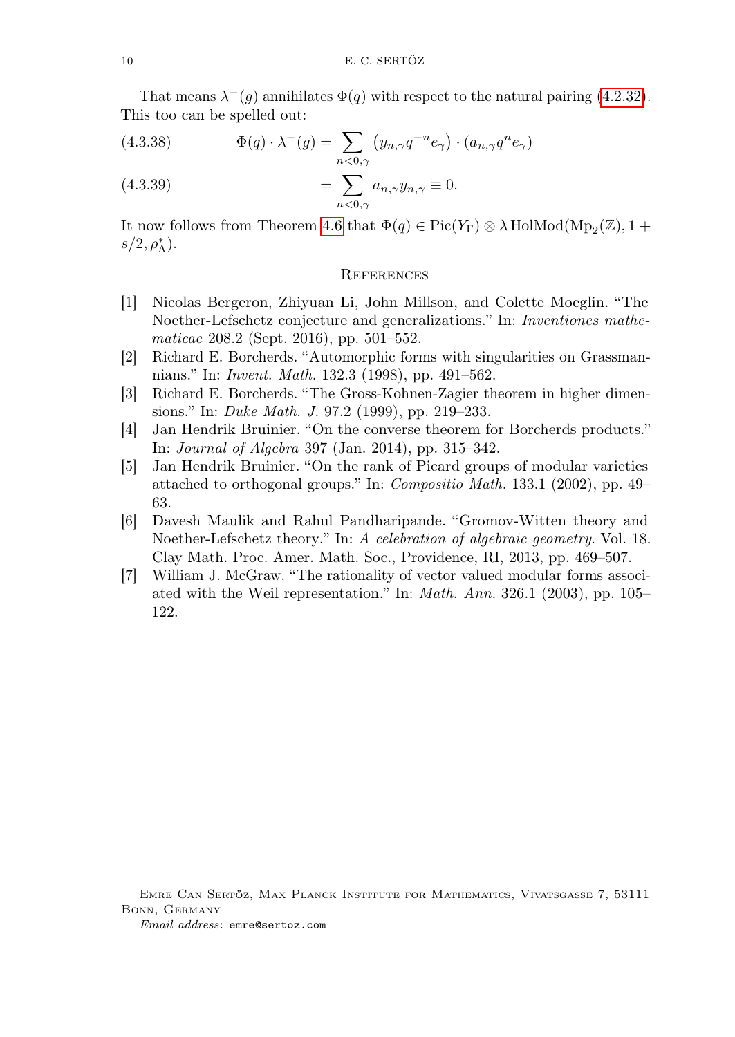That means $\lambda^-(g)$ annihilates $\Phi(q)$ with respect to the natural pairing (4.2.32). This too can be spelled out:

$$\Phi(q) \cdot \lambda^-(g) = \sum_{n<0,\gamma} \left(y_{n,\gamma} q^{-n} e_\gamma\right) \cdot \left(a_{n,\gamma} q^n e_\gamma\right) \tag{4.3.38}$$

$$= \sum_{n<0,\gamma} a_{n,\gamma} y_{n,\gamma} \equiv 0. \tag{4.3.39}$$

It now follows from Theorem 4.6 that $\Phi(q) \in \mathrm{Pic}(Y_\Gamma) \otimes \lambda \, \mathrm{HolMod}(\mathrm{Mp}_2(\mathbb{Z}), 1 + s/2, \rho_\Lambda^*)$.

## References

[1] Nicolas Bergeron, Zhiyuan Li, John Millson, and Colette Moeglin. "The Noether-Lefschetz conjecture and generalizations." In: *Inventiones mathematicae* 208.2 (Sept. 2016), pp. 501–552.

[2] Richard E. Borcherds. "Automorphic forms with singularities on Grassmannians." In: *Invent. Math.* 132.3 (1998), pp. 491–562.

[3] Richard E. Borcherds. "The Gross-Kohnen-Zagier theorem in higher dimensions." In: *Duke Math. J.* 97.2 (1999), pp. 219–233.

[4] Jan Hendrik Bruinier. "On the converse theorem for Borcherds products." In: *Journal of Algebra* 397 (Jan. 2014), pp. 315–342.

[5] Jan Hendrik Bruinier. "On the rank of Picard groups of modular varieties attached to orthogonal groups." In: *Compositio Math.* 133.1 (2002), pp. 49–63.

[6] Davesh Maulik and Rahul Pandharipande. "Gromov-Witten theory and Noether-Lefschetz theory." In: *A celebration of algebraic geometry*. Vol. 18. Clay Math. Proc. Amer. Math. Soc., Providence, RI, 2013, pp. 469–507.

[7] William J. McGraw. "The rationality of vector valued modular forms associated with the Weil representation." In: *Math. Ann.* 326.1 (2003), pp. 105–122.

Emre Can Sertöz, Max Planck Institute for Mathematics, Vivatsgasse 7, 53111 Bonn, Germany

*Email address*: emre@sertoz.com